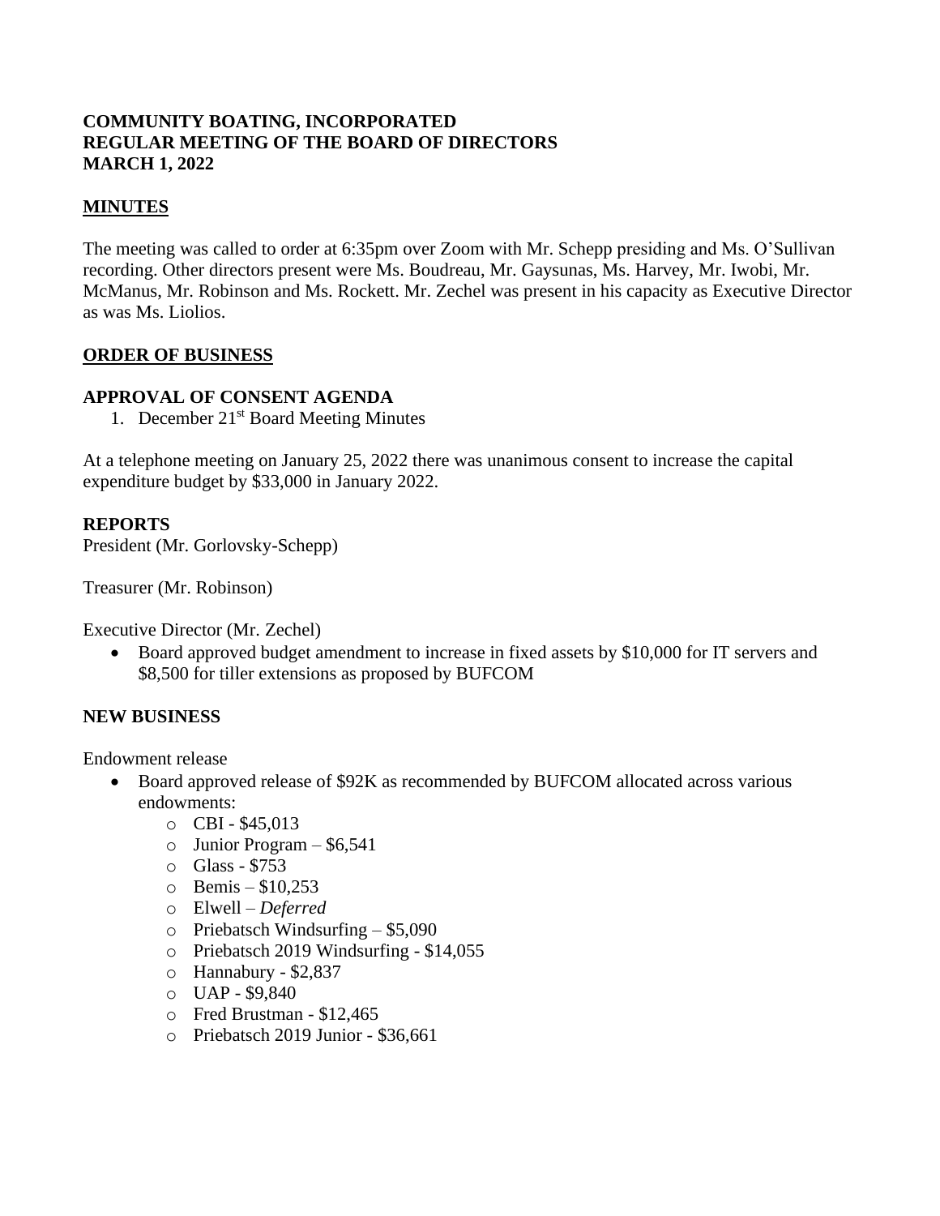**COMMUNITY BOATING, INCORPORATED**
**REGULAR MEETING OF THE BOARD OF DIRECTORS**
**MARCH 1, 2022**

## MINUTES

The meeting was called to order at 6:35pm over Zoom with Mr. Schepp presiding and Ms. O'Sullivan recording. Other directors present were Ms. Boudreau, Mr. Gaysunas, Ms. Harvey, Mr. Iwobi, Mr. McManus, Mr. Robinson and Ms. Rockett. Mr. Zechel was present in his capacity as Executive Director as was Ms. Liolios.

## ORDER OF BUSINESS

### APPROVAL OF CONSENT AGENDA

1. December 21st Board Meeting Minutes

At a telephone meeting on January 25, 2022 there was unanimous consent to increase the capital expenditure budget by $33,000 in January 2022.

### REPORTS

President (Mr. Gorlovsky-Schepp)

Treasurer (Mr. Robinson)

Executive Director (Mr. Zechel)

- Board approved budget amendment to increase in fixed assets by $10,000 for IT servers and $8,500 for tiller extensions as proposed by BUFCOM

### NEW BUSINESS

Endowment release

- Board approved release of $92K as recommended by BUFCOM allocated across various endowments:
  - CBI - $45,013
  - Junior Program – $6,541
  - Glass - $753
  - Bemis – $10,253
  - Elwell – *Deferred*
  - Priebatsch Windsurfing – $5,090
  - Priebatsch 2019 Windsurfing - $14,055
  - Hannabury - $2,837
  - UAP - $9,840
  - Fred Brustman - $12,465
  - Priebatsch 2019 Junior - $36,661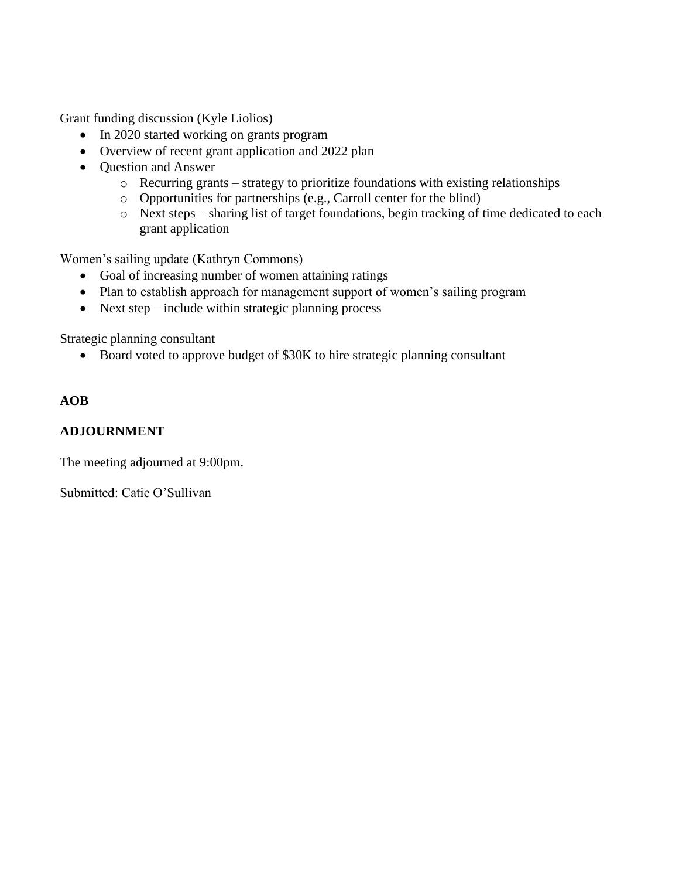Grant funding discussion (Kyle Liolios)

- In 2020 started working on grants program
- Overview of recent grant application and 2022 plan
- Question and Answer
  - Recurring grants – strategy to prioritize foundations with existing relationships
  - Opportunities for partnerships (e.g., Carroll center for the blind)
  - Next steps – sharing list of target foundations, begin tracking of time dedicated to each grant application

Women's sailing update (Kathryn Commons)

- Goal of increasing number of women attaining ratings
- Plan to establish approach for management support of women's sailing program
- Next step – include within strategic planning process

Strategic planning consultant

- Board voted to approve budget of $30K to hire strategic planning consultant

**AOB**

**ADJOURNMENT**

The meeting adjourned at 9:00pm.

Submitted: Catie O'Sullivan